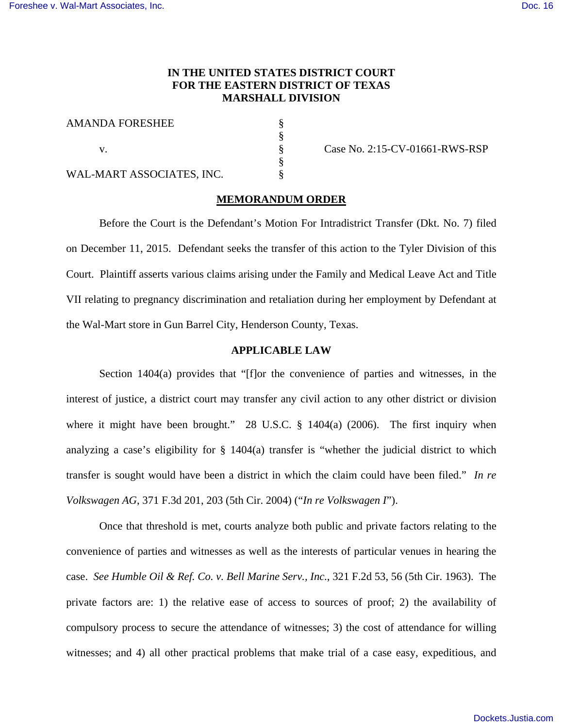**IN THE UNITED STATES DISTRICT COURT**
**FOR THE EASTERN DISTRICT OF TEXAS**
**MARSHALL DIVISION**

| | | |
|---|---|---|
| AMANDA FORESHEE | § | |
| | § | |
| v. | § | Case No. 2:15-CV-01661-RWS-RSP |
| | § | |
| WAL-MART ASSOCIATES, INC. | § | |

**MEMORANDUM ORDER**

Before the Court is the Defendant's Motion For Intradistrict Transfer (Dkt. No. 7) filed on December 11, 2015. Defendant seeks the transfer of this action to the Tyler Division of this Court. Plaintiff asserts various claims arising under the Family and Medical Leave Act and Title VII relating to pregnancy discrimination and retaliation during her employment by Defendant at the Wal-Mart store in Gun Barrel City, Henderson County, Texas.

**APPLICABLE LAW**

Section 1404(a) provides that "[f]or the convenience of parties and witnesses, in the interest of justice, a district court may transfer any civil action to any other district or division where it might have been brought." 28 U.S.C. § 1404(a) (2006). The first inquiry when analyzing a case's eligibility for § 1404(a) transfer is "whether the judicial district to which transfer is sought would have been a district in which the claim could have been filed." *In re Volkswagen AG*, 371 F.3d 201, 203 (5th Cir. 2004) ("*In re Volkswagen I*").

Once that threshold is met, courts analyze both public and private factors relating to the convenience of parties and witnesses as well as the interests of particular venues in hearing the case. *See Humble Oil & Ref. Co. v. Bell Marine Serv., Inc.*, 321 F.2d 53, 56 (5th Cir. 1963). The private factors are: 1) the relative ease of access to sources of proof; 2) the availability of compulsory process to secure the attendance of witnesses; 3) the cost of attendance for willing witnesses; and 4) all other practical problems that make trial of a case easy, expeditious, and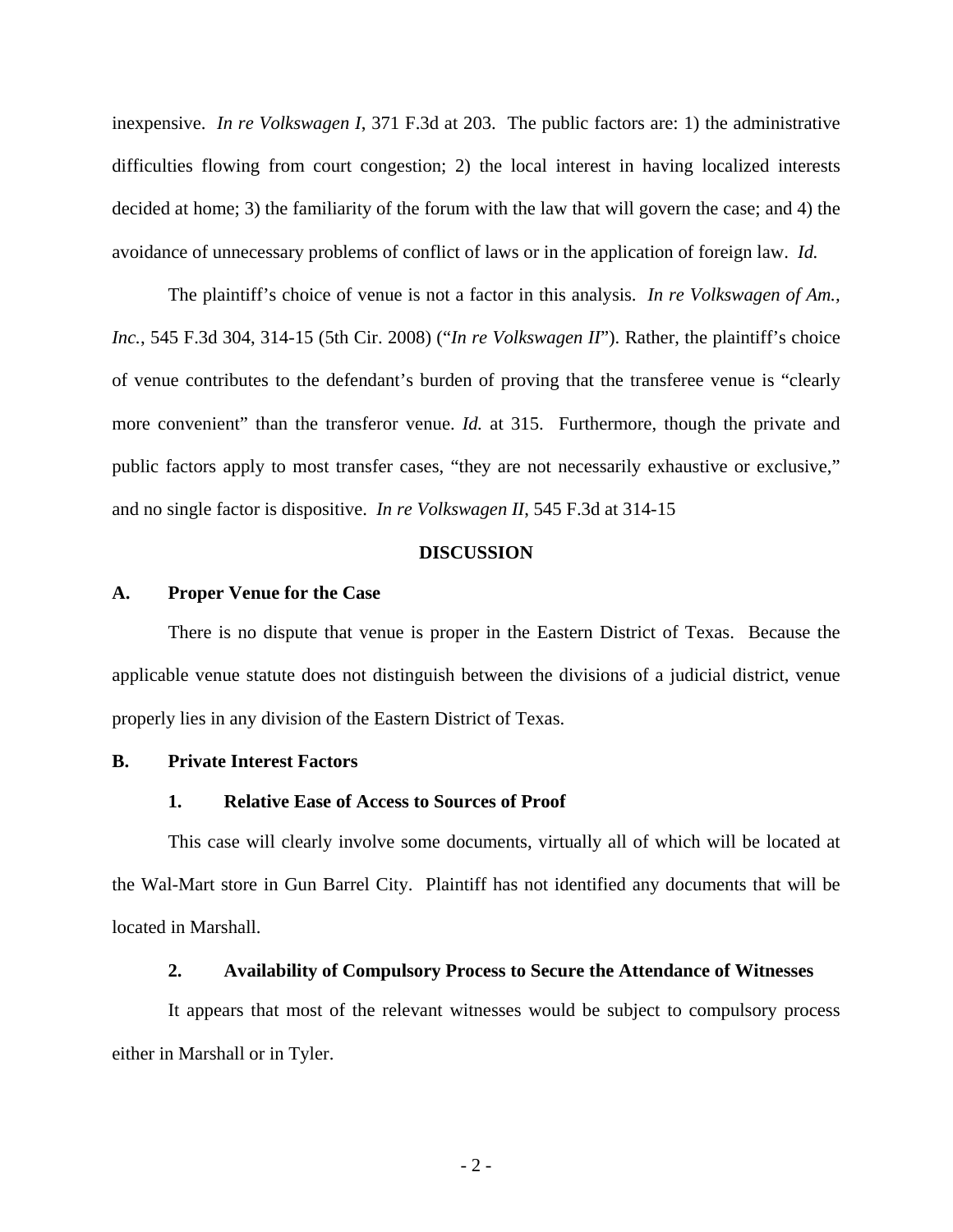inexpensive. *In re Volkswagen I*, 371 F.3d at 203. The public factors are: 1) the administrative difficulties flowing from court congestion; 2) the local interest in having localized interests decided at home; 3) the familiarity of the forum with the law that will govern the case; and 4) the avoidance of unnecessary problems of conflict of laws or in the application of foreign law. *Id.*

The plaintiff's choice of venue is not a factor in this analysis. *In re Volkswagen of Am., Inc.*, 545 F.3d 304, 314-15 (5th Cir. 2008) ("*In re Volkswagen II*"). Rather, the plaintiff's choice of venue contributes to the defendant's burden of proving that the transferee venue is "clearly more convenient" than the transferor venue. *Id.* at 315. Furthermore, though the private and public factors apply to most transfer cases, "they are not necessarily exhaustive or exclusive," and no single factor is dispositive. *In re Volkswagen II*, 545 F.3d at 314-15

## DISCUSSION

### A. Proper Venue for the Case

There is no dispute that venue is proper in the Eastern District of Texas. Because the applicable venue statute does not distinguish between the divisions of a judicial district, venue properly lies in any division of the Eastern District of Texas.

### B. Private Interest Factors

#### 1. Relative Ease of Access to Sources of Proof

This case will clearly involve some documents, virtually all of which will be located at the Wal-Mart store in Gun Barrel City. Plaintiff has not identified any documents that will be located in Marshall.

#### 2. Availability of Compulsory Process to Secure the Attendance of Witnesses

It appears that most of the relevant witnesses would be subject to compulsory process either in Marshall or in Tyler.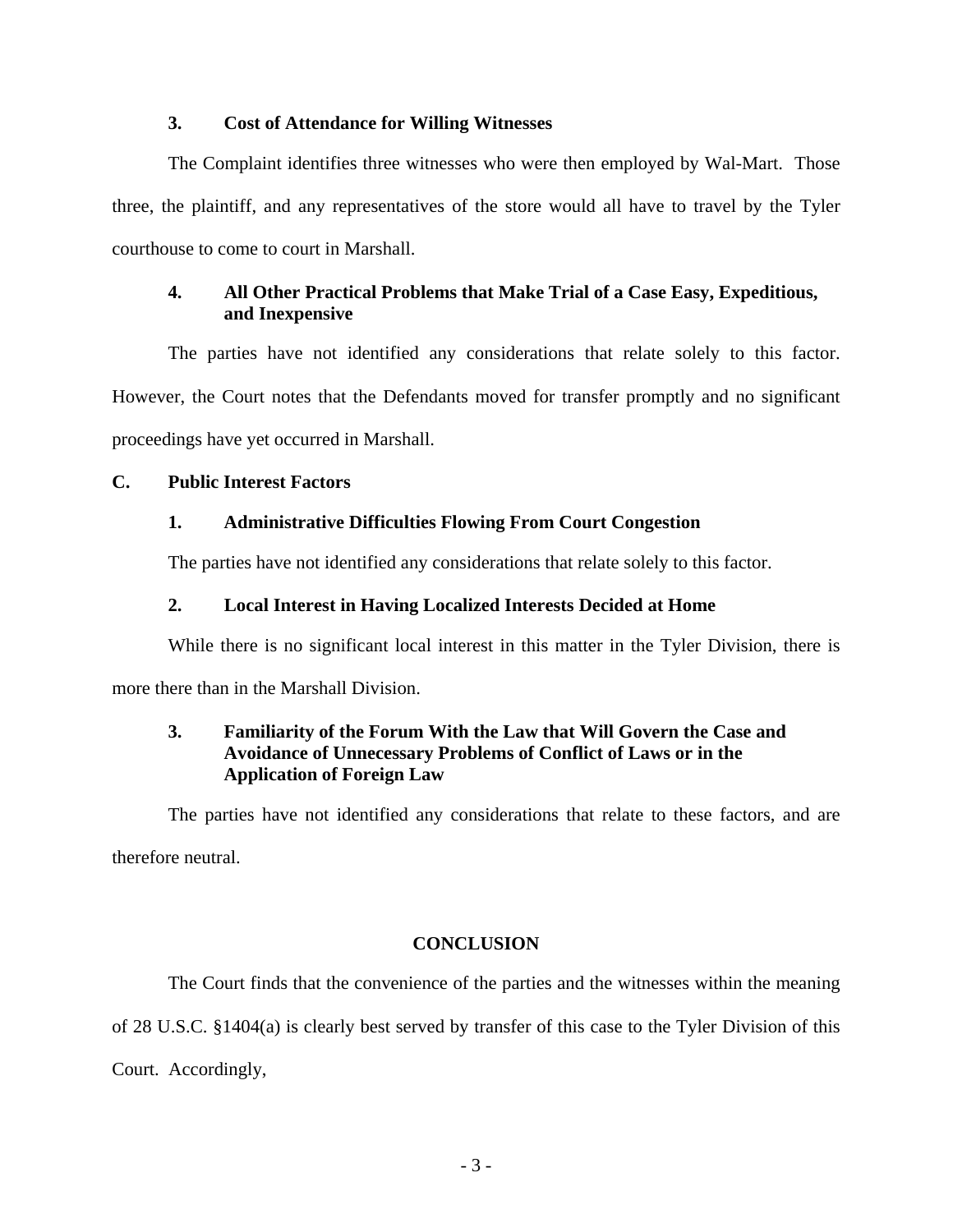### 3. Cost of Attendance for Willing Witnesses

The Complaint identifies three witnesses who were then employed by Wal-Mart. Those three, the plaintiff, and any representatives of the store would all have to travel by the Tyler courthouse to come to court in Marshall.

### 4. All Other Practical Problems that Make Trial of a Case Easy, Expeditious, and Inexpensive

The parties have not identified any considerations that relate solely to this factor. However, the Court notes that the Defendants moved for transfer promptly and no significant proceedings have yet occurred in Marshall.

## C. Public Interest Factors

### 1. Administrative Difficulties Flowing From Court Congestion

The parties have not identified any considerations that relate solely to this factor.

### 2. Local Interest in Having Localized Interests Decided at Home

While there is no significant local interest in this matter in the Tyler Division, there is more there than in the Marshall Division.

### 3. Familiarity of the Forum With the Law that Will Govern the Case and Avoidance of Unnecessary Problems of Conflict of Laws or in the Application of Foreign Law

The parties have not identified any considerations that relate to these factors, and are therefore neutral.

## CONCLUSION

The Court finds that the convenience of the parties and the witnesses within the meaning of 28 U.S.C. §1404(a) is clearly best served by transfer of this case to the Tyler Division of this Court. Accordingly,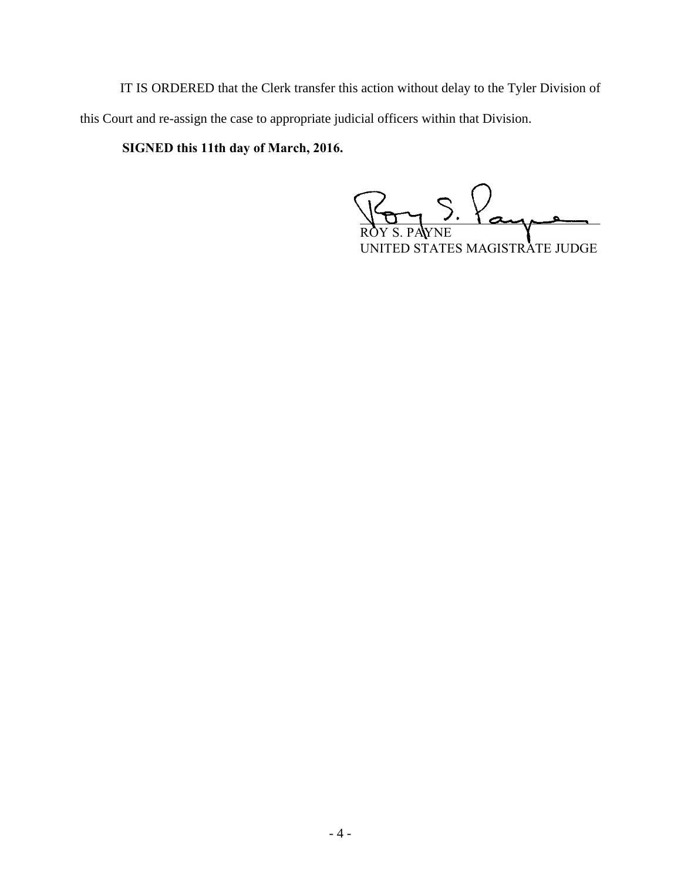IT IS ORDERED that the Clerk transfer this action without delay to the Tyler Division of this Court and re-assign the case to appropriate judicial officers within that Division.

**SIGNED this 11th day of March, 2016.**

ROY S. PAYNE
UNITED STATES MAGISTRATE JUDGE